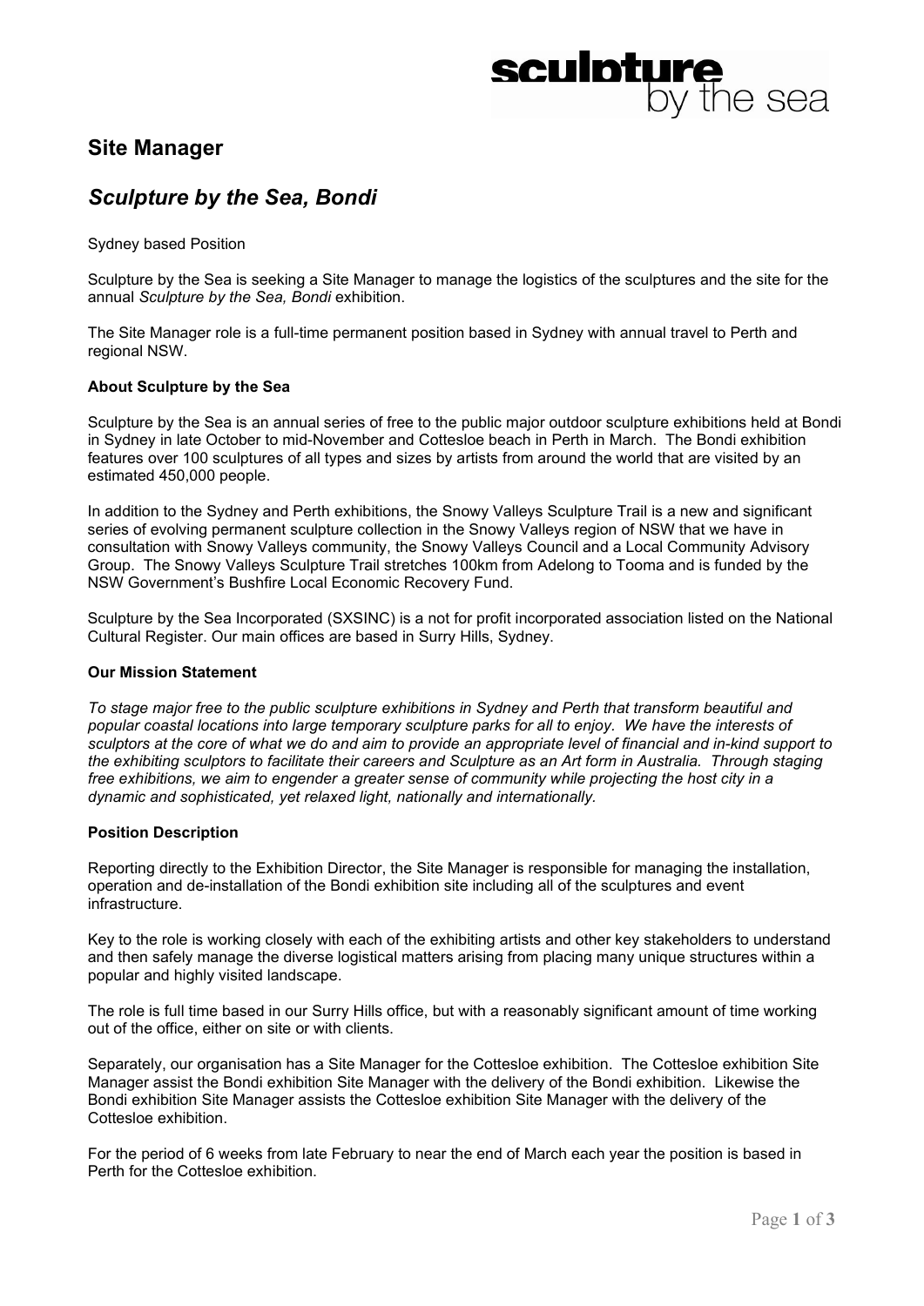sculpture by the sea

## Site Manager

## *Sculpture by the Sea, Bondi*

Sydney based Position

Sculpture by the Sea is seeking a Site Manager to manage the logistics of the sculptures and the site for the annual *Sculpture by the Sea, Bondi* exhibition.

The Site Manager role is a full-time permanent position based in Sydney with annual travel to Perth and regional NSW.

**About Sculpture by the Sea**

Sculpture by the Sea is an annual series of free to the public major outdoor sculpture exhibitions held at Bondi in Sydney in late October to mid-November and Cottesloe beach in Perth in March. The Bondi exhibition features over 100 sculptures of all types and sizes by artists from around the world that are visited by an estimated 450,000 people.

In addition to the Sydney and Perth exhibitions, the Snowy Valleys Sculpture Trail is a new and significant series of evolving permanent sculpture collection in the Snowy Valleys region of NSW that we have in consultation with Snowy Valleys community, the Snowy Valleys Council and a Local Community Advisory Group. The Snowy Valleys Sculpture Trail stretches 100km from Adelong to Tooma and is funded by the NSW Government's Bushfire Local Economic Recovery Fund.

Sculpture by the Sea Incorporated (SXSINC) is a not for profit incorporated association listed on the National Cultural Register. Our main offices are based in Surry Hills, Sydney.

**Our Mission Statement**

*To stage major free to the public sculpture exhibitions in Sydney and Perth that transform beautiful and popular coastal locations into large temporary sculpture parks for all to enjoy. We have the interests of sculptors at the core of what we do and aim to provide an appropriate level of financial and in-kind support to the exhibiting sculptors to facilitate their careers and Sculpture as an Art form in Australia. Through staging free exhibitions, we aim to engender a greater sense of community while projecting the host city in a dynamic and sophisticated, yet relaxed light, nationally and internationally.*

**Position Description**

Reporting directly to the Exhibition Director, the Site Manager is responsible for managing the installation, operation and de-installation of the Bondi exhibition site including all of the sculptures and event infrastructure.

Key to the role is working closely with each of the exhibiting artists and other key stakeholders to understand and then safely manage the diverse logistical matters arising from placing many unique structures within a popular and highly visited landscape.

The role is full time based in our Surry Hills office, but with a reasonably significant amount of time working out of the office, either on site or with clients.

Separately, our organisation has a Site Manager for the Cottesloe exhibition. The Cottesloe exhibition Site Manager assist the Bondi exhibition Site Manager with the delivery of the Bondi exhibition. Likewise the Bondi exhibition Site Manager assists the Cottesloe exhibition Site Manager with the delivery of the Cottesloe exhibition.

For the period of 6 weeks from late February to near the end of March each year the position is based in Perth for the Cottesloe exhibition.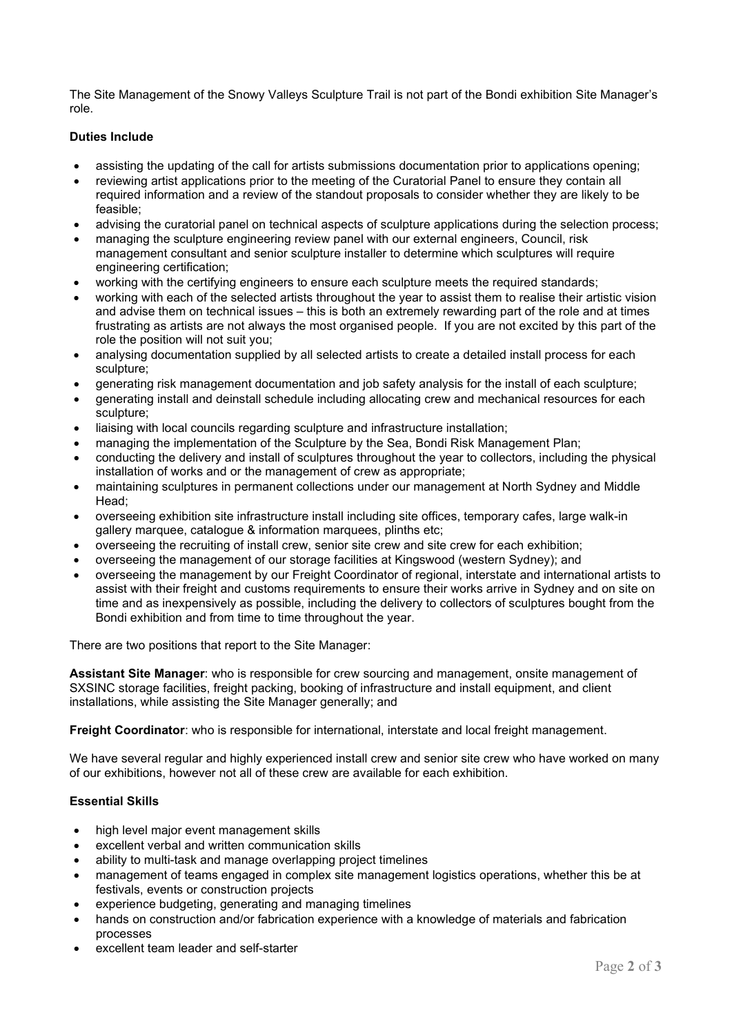The Site Management of the Snowy Valleys Sculpture Trail is not part of the Bondi exhibition Site Manager's role.

**Duties Include**

- assisting the updating of the call for artists submissions documentation prior to applications opening;
- reviewing artist applications prior to the meeting of the Curatorial Panel to ensure they contain all required information and a review of the standout proposals to consider whether they are likely to be feasible;
- advising the curatorial panel on technical aspects of sculpture applications during the selection process;
- managing the sculpture engineering review panel with our external engineers, Council, risk management consultant and senior sculpture installer to determine which sculptures will require engineering certification;
- working with the certifying engineers to ensure each sculpture meets the required standards;
- working with each of the selected artists throughout the year to assist them to realise their artistic vision and advise them on technical issues – this is both an extremely rewarding part of the role and at times frustrating as artists are not always the most organised people. If you are not excited by this part of the role the position will not suit you;
- analysing documentation supplied by all selected artists to create a detailed install process for each sculpture;
- generating risk management documentation and job safety analysis for the install of each sculpture;
- generating install and deinstall schedule including allocating crew and mechanical resources for each sculpture;
- liaising with local councils regarding sculpture and infrastructure installation;
- managing the implementation of the Sculpture by the Sea, Bondi Risk Management Plan;
- conducting the delivery and install of sculptures throughout the year to collectors, including the physical installation of works and or the management of crew as appropriate;
- maintaining sculptures in permanent collections under our management at North Sydney and Middle Head;
- overseeing exhibition site infrastructure install including site offices, temporary cafes, large walk-in gallery marquee, catalogue & information marquees, plinths etc;
- overseeing the recruiting of install crew, senior site crew and site crew for each exhibition;
- overseeing the management of our storage facilities at Kingswood (western Sydney); and
- overseeing the management by our Freight Coordinator of regional, interstate and international artists to assist with their freight and customs requirements to ensure their works arrive in Sydney and on site on time and as inexpensively as possible, including the delivery to collectors of sculptures bought from the Bondi exhibition and from time to time throughout the year.

There are two positions that report to the Site Manager:

**Assistant Site Manager**: who is responsible for crew sourcing and management, onsite management of SXSINC storage facilities, freight packing, booking of infrastructure and install equipment, and client installations, while assisting the Site Manager generally; and

**Freight Coordinator**: who is responsible for international, interstate and local freight management.

We have several regular and highly experienced install crew and senior site crew who have worked on many of our exhibitions, however not all of these crew are available for each exhibition.

**Essential Skills**

- high level major event management skills
- excellent verbal and written communication skills
- ability to multi-task and manage overlapping project timelines
- management of teams engaged in complex site management logistics operations, whether this be at festivals, events or construction projects
- experience budgeting, generating and managing timelines
- hands on construction and/or fabrication experience with a knowledge of materials and fabrication processes
- excellent team leader and self-starter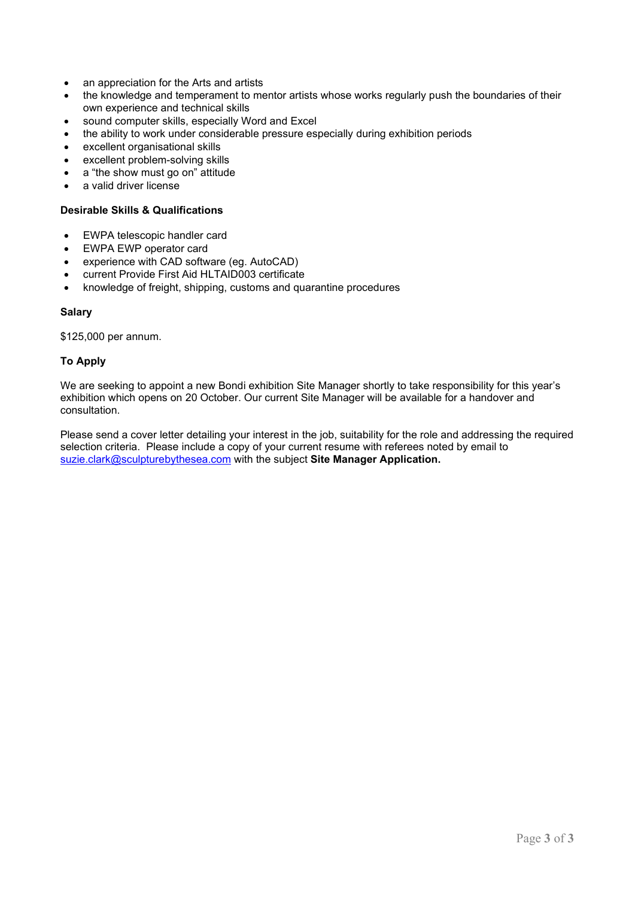- an appreciation for the Arts and artists
- the knowledge and temperament to mentor artists whose works regularly push the boundaries of their own experience and technical skills
- sound computer skills, especially Word and Excel
- the ability to work under considerable pressure especially during exhibition periods
- excellent organisational skills
- excellent problem-solving skills
- a “the show must go on” attitude
- a valid driver license

**Desirable Skills & Qualifications**

- EWPA telescopic handler card
- EWPA EWP operator card
- experience with CAD software (eg. AutoCAD)
- current Provide First Aid HLTAID003 certificate
- knowledge of freight, shipping, customs and quarantine procedures

**Salary**

$125,000 per annum.

**To Apply**

We are seeking to appoint a new Bondi exhibition Site Manager shortly to take responsibility for this year’s exhibition which opens on 20 October. Our current Site Manager will be available for a handover and consultation.

Please send a cover letter detailing your interest in the job, suitability for the role and addressing the required selection criteria. Please include a copy of your current resume with referees noted by email to suzie.clark@sculpturebythesea.com with the subject **Site Manager Application.**